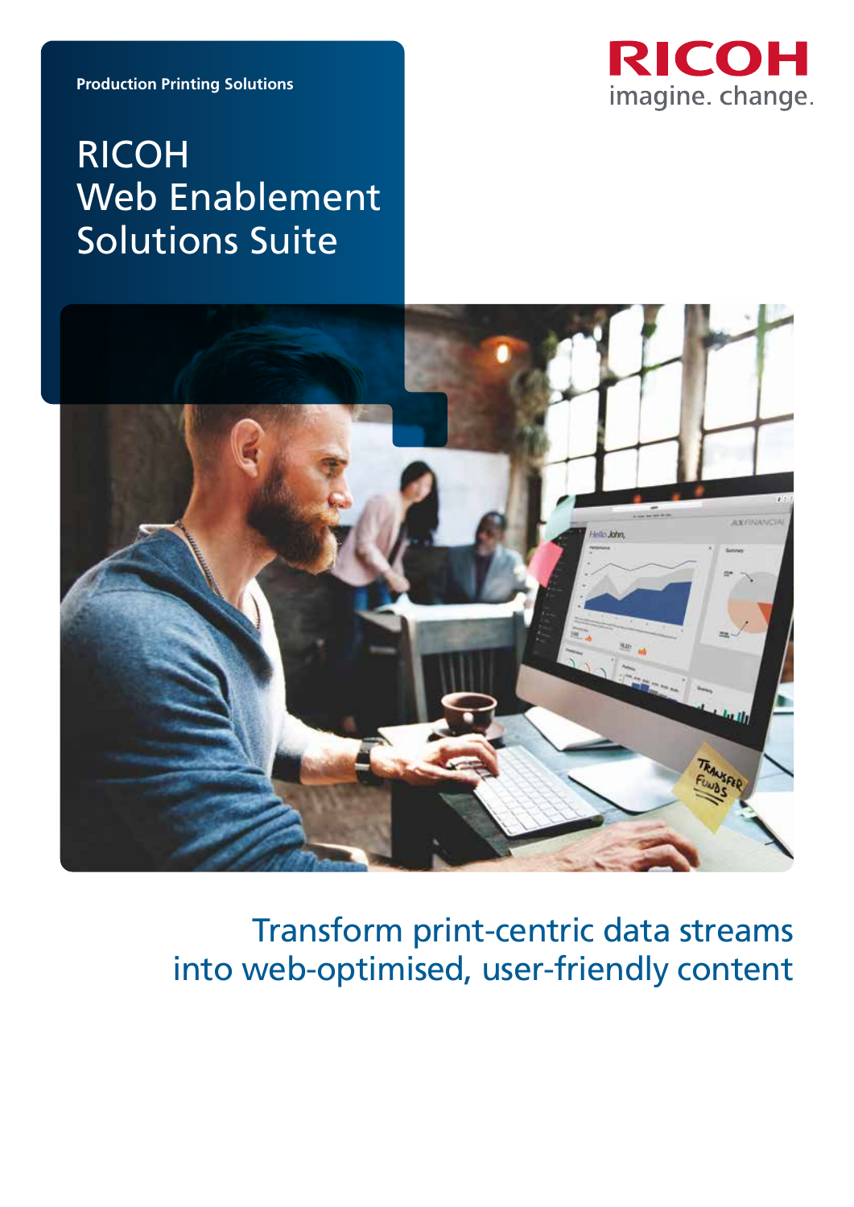Production Printing Solutions

# RICOH Web Enablement Solutions Suite

RICOH
imagine. change.

## Transform print-centric data streams into web-optimised, user-friendly content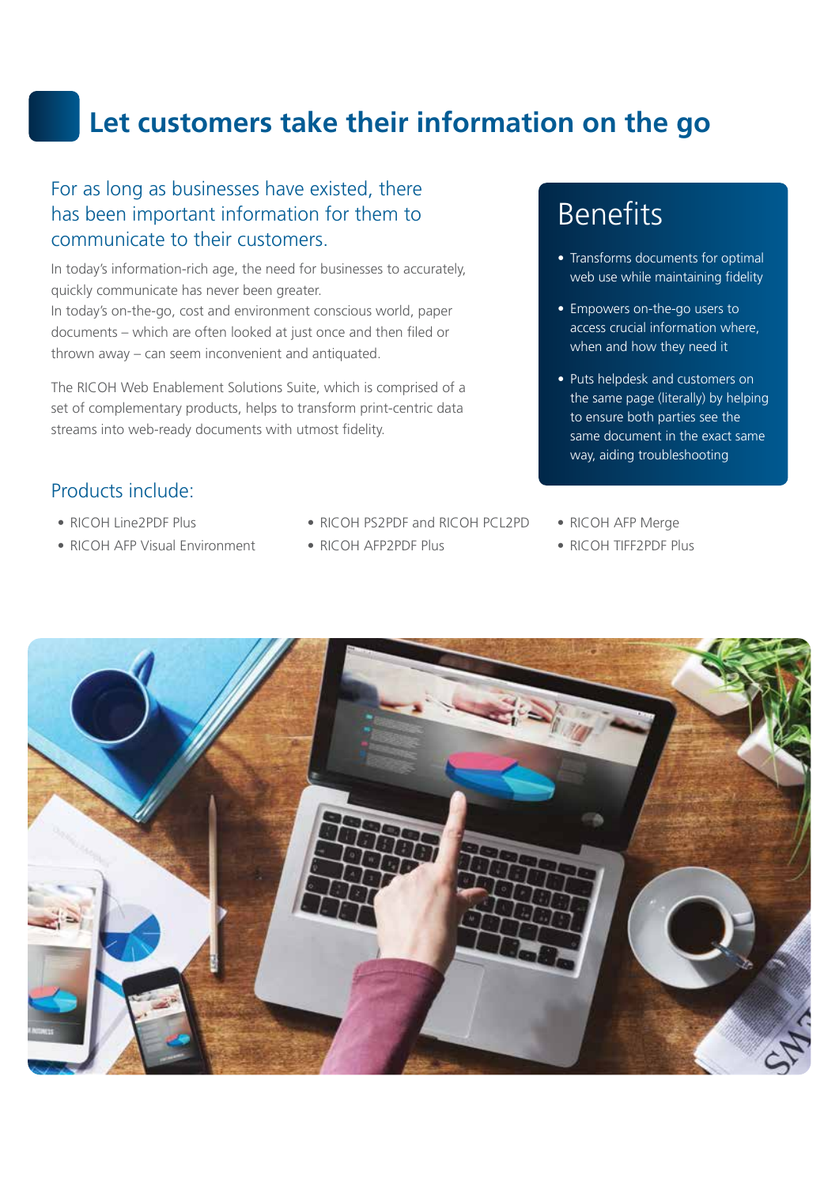# Let customers take their information on the go

## For as long as businesses have existed, there has been important information for them to communicate to their customers.

In today's information-rich age, the need for businesses to accurately, quickly communicate has never been greater.
In today's on-the-go, cost and environment conscious world, paper documents – which are often looked at just once and then filed or thrown away – can seem inconvenient and antiquated.

The RICOH Web Enablement Solutions Suite, which is comprised of a set of complementary products, helps to transform print-centric data streams into web-ready documents with utmost fidelity.

## Benefits

- Transforms documents for optimal web use while maintaining fidelity
- Empowers on-the-go users to access crucial information where, when and how they need it
- Puts helpdesk and customers on the same page (literally) by helping to ensure both parties see the same document in the exact same way, aiding troubleshooting

## Products include:

- RICOH Line2PDF Plus
- RICOH AFP Visual Environment
- RICOH PS2PDF and RICOH PCL2PD
- RICOH AFP2PDF Plus
- RICOH AFP Merge
- RICOH TIFF2PDF Plus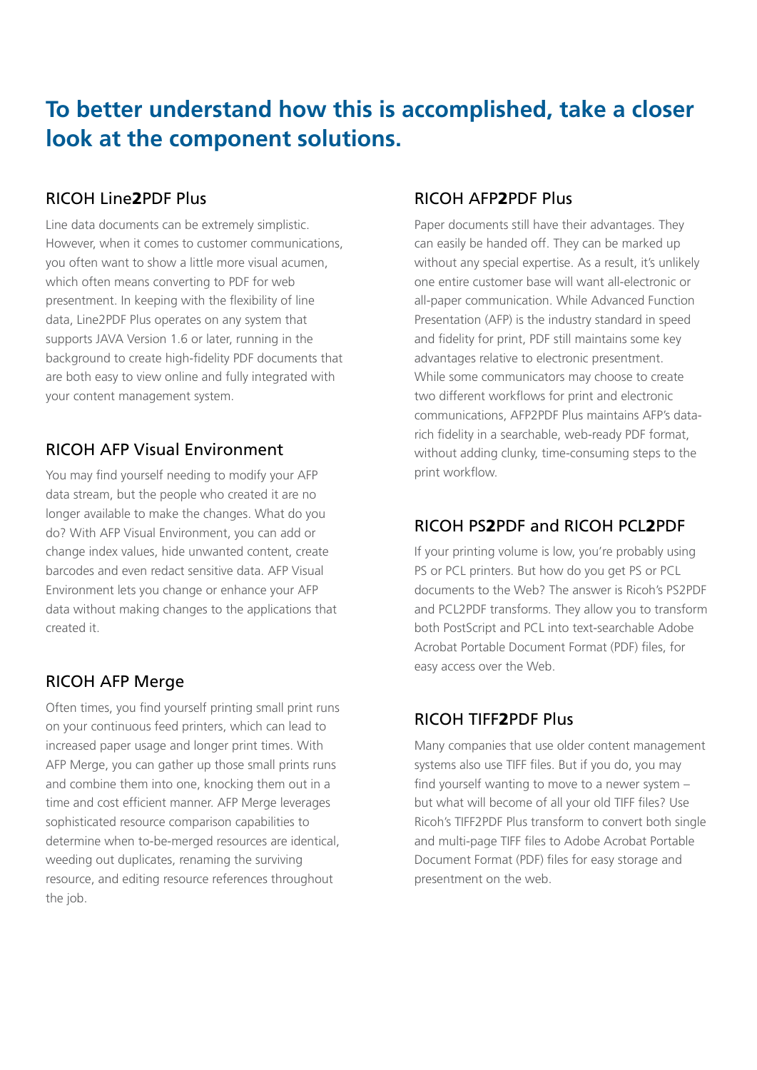# To better understand how this is accomplished, take a closer look at the component solutions.

## RICOH Line**2**PDF Plus

Line data documents can be extremely simplistic. However, when it comes to customer communications, you often want to show a little more visual acumen, which often means converting to PDF for web presentment. In keeping with the flexibility of line data, Line2PDF Plus operates on any system that supports JAVA Version 1.6 or later, running in the background to create high-fidelity PDF documents that are both easy to view online and fully integrated with your content management system.

## RICOH AFP Visual Environment

You may find yourself needing to modify your AFP data stream, but the people who created it are no longer available to make the changes. What do you do? With AFP Visual Environment, you can add or change index values, hide unwanted content, create barcodes and even redact sensitive data. AFP Visual Environment lets you change or enhance your AFP data without making changes to the applications that created it.

## RICOH AFP Merge

Often times, you find yourself printing small print runs on your continuous feed printers, which can lead to increased paper usage and longer print times. With AFP Merge, you can gather up those small prints runs and combine them into one, knocking them out in a time and cost efficient manner. AFP Merge leverages sophisticated resource comparison capabilities to determine when to-be-merged resources are identical, weeding out duplicates, renaming the surviving resource, and editing resource references throughout the job.

## RICOH AFP**2**PDF Plus

Paper documents still have their advantages. They can easily be handed off. They can be marked up without any special expertise. As a result, it's unlikely one entire customer base will want all-electronic or all-paper communication. While Advanced Function Presentation (AFP) is the industry standard in speed and fidelity for print, PDF still maintains some key advantages relative to electronic presentment. While some communicators may choose to create two different workflows for print and electronic communications, AFP2PDF Plus maintains AFP's data-rich fidelity in a searchable, web-ready PDF format, without adding clunky, time-consuming steps to the print workflow.

## RICOH PS**2**PDF and RICOH PCL**2**PDF

If your printing volume is low, you're probably using PS or PCL printers. But how do you get PS or PCL documents to the Web? The answer is Ricoh's PS2PDF and PCL2PDF transforms. They allow you to transform both PostScript and PCL into text-searchable Adobe Acrobat Portable Document Format (PDF) files, for easy access over the Web.

## RICOH TIFF**2**PDF Plus

Many companies that use older content management systems also use TIFF files. But if you do, you may find yourself wanting to move to a newer system – but what will become of all your old TIFF files? Use Ricoh's TIFF2PDF Plus transform to convert both single and multi-page TIFF files to Adobe Acrobat Portable Document Format (PDF) files for easy storage and presentment on the web.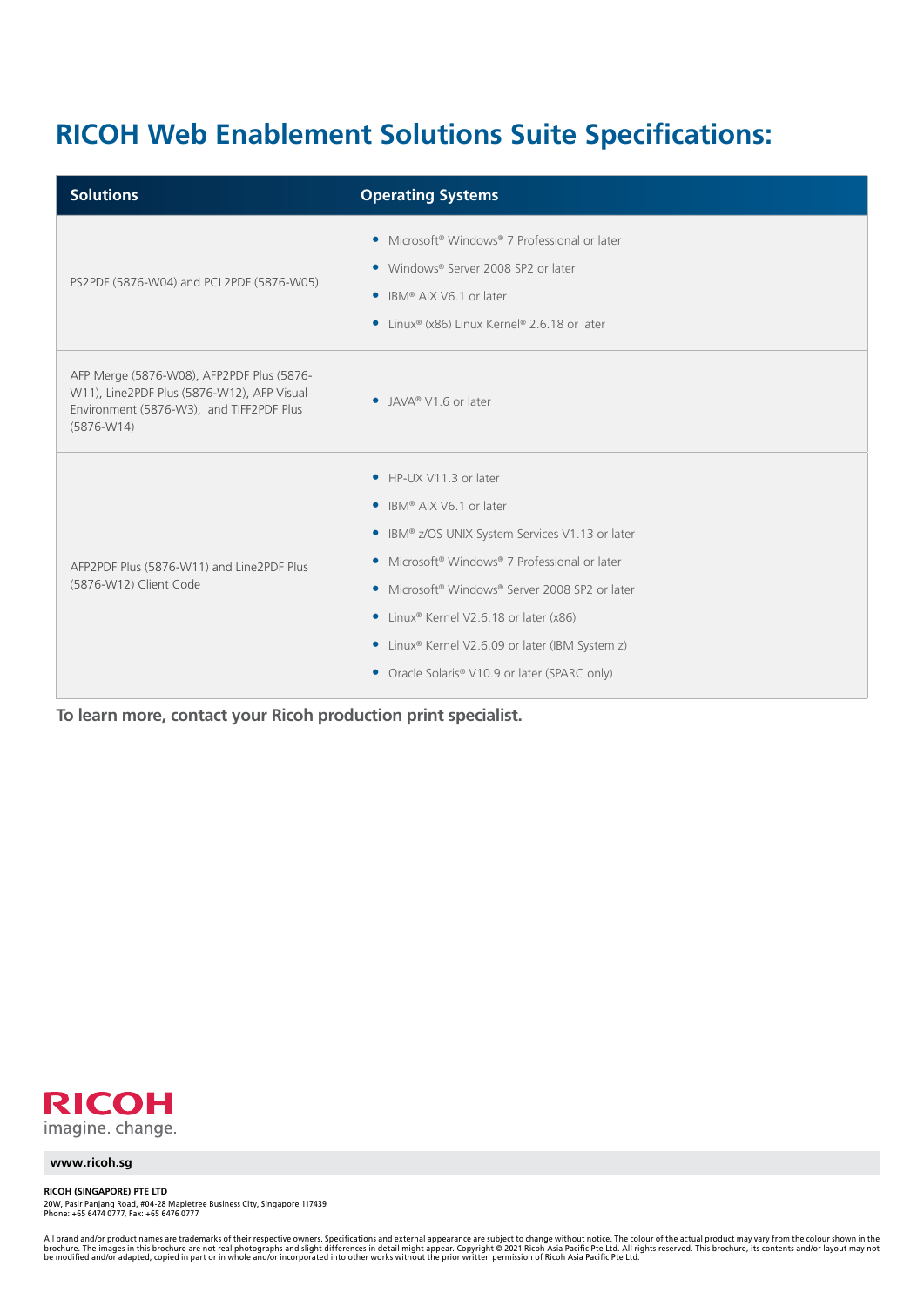# RICOH Web Enablement Solutions Suite Specifications:

| Solutions | Operating Systems |
|---|---|
| PS2PDF (5876-W04) and PCL2PDF (5876-W05) | • Microsoft® Windows® 7 Professional or later<br>• Windows® Server 2008 SP2 or later<br>• IBM® AIX V6.1 or later<br>• Linux® (x86) Linux Kernel® 2.6.18 or later |
| AFP Merge (5876-W08), AFP2PDF Plus (5876-W11), Line2PDF Plus (5876-W12), AFP Visual Environment (5876-W3), and TIFF2PDF Plus (5876-W14) | • JAVA® V1.6 or later |
| AFP2PDF Plus (5876-W11) and Line2PDF Plus (5876-W12) Client Code | • HP-UX V11.3 or later<br>• IBM® AIX V6.1 or later<br>• IBM® z/OS UNIX System Services V1.13 or later<br>• Microsoft® Windows® 7 Professional or later<br>• Microsoft® Windows® Server 2008 SP2 or later<br>• Linux® Kernel V2.6.18 or later (x86)<br>• Linux® Kernel V2.6.09 or later (IBM System z)<br>• Oracle Solaris® V10.9 or later (SPARC only) |

**To learn more, contact your Ricoh production print specialist.**

RICOH
imagine. change.

**www.ricoh.sg**

**RICOH (SINGAPORE) PTE LTD**
20W, Pasir Panjang Road, #04-28 Mapletree Business City, Singapore 117439
Phone: +65 6474 0777, Fax: +65 6476 0777

All brand and/or product names are trademarks of their respective owners. Specifications and external appearance are subject to change without notice. The colour of the actual product may vary from the colour shown in the brochure. The images in this brochure are not real photographs and slight differences in detail might appear. Copyright © 2021 Ricoh Asia Pacific Pte Ltd. All rights reserved. This brochure, its contents and/or layout may not be modified and/or adapted, copied in part or in whole and/or incorporated into other works without the prior written permission of Ricoh Asia Pacific Pte Ltd.